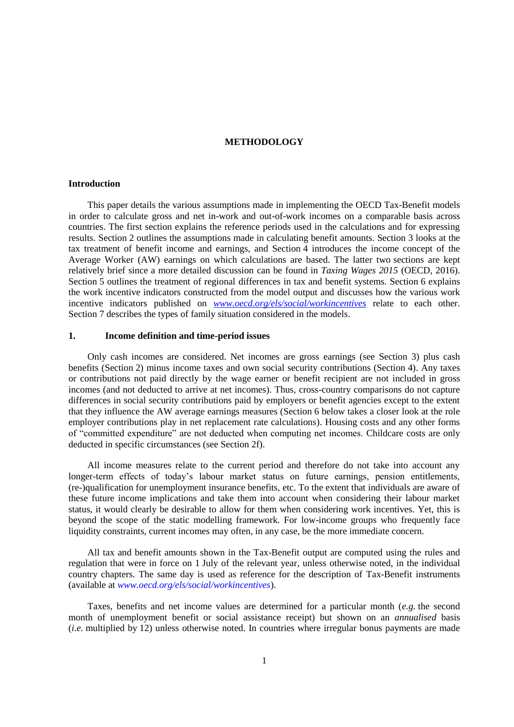# METHODOLOGY

## Introduction

This paper details the various assumptions made in implementing the OECD Tax-Benefit models in order to calculate gross and net in-work and out-of-work incomes on a comparable basis across countries. The first section explains the reference periods used in the calculations and for expressing results. Section 2 outlines the assumptions made in calculating benefit amounts. Section 3 looks at the tax treatment of benefit income and earnings, and Section 4 introduces the income concept of the Average Worker (AW) earnings on which calculations are based. The latter two sections are kept relatively brief since a more detailed discussion can be found in *Taxing Wages 2015* (OECD, 2016). Section 5 outlines the treatment of regional differences in tax and benefit systems. Section 6 explains the work incentive indicators constructed from the model output and discusses how the various work incentive indicators published on *www.oecd.org/els/social/workincentives* relate to each other. Section 7 describes the types of family situation considered in the models.

## 1. Income definition and time-period issues

Only cash incomes are considered. Net incomes are gross earnings (see Section 3) plus cash benefits (Section 2) minus income taxes and own social security contributions (Section 4). Any taxes or contributions not paid directly by the wage earner or benefit recipient are not included in gross incomes (and not deducted to arrive at net incomes). Thus, cross-country comparisons do not capture differences in social security contributions paid by employers or benefit agencies except to the extent that they influence the AW average earnings measures (Section 6 below takes a closer look at the role employer contributions play in net replacement rate calculations). Housing costs and any other forms of "committed expenditure" are not deducted when computing net incomes. Childcare costs are only deducted in specific circumstances (see Section 2f).

All income measures relate to the current period and therefore do not take into account any longer-term effects of today's labour market status on future earnings, pension entitlements, (re-)qualification for unemployment insurance benefits, etc. To the extent that individuals are aware of these future income implications and take them into account when considering their labour market status, it would clearly be desirable to allow for them when considering work incentives. Yet, this is beyond the scope of the static modelling framework. For low-income groups who frequently face liquidity constraints, current incomes may often, in any case, be the more immediate concern.

All tax and benefit amounts shown in the Tax-Benefit output are computed using the rules and regulation that were in force on 1 July of the relevant year, unless otherwise noted, in the individual country chapters. The same day is used as reference for the description of Tax-Benefit instruments (available at *www.oecd.org/els/social/workincentives*).

Taxes, benefits and net income values are determined for a particular month (*e.g.* the second month of unemployment benefit or social assistance receipt) but shown on an *annualised* basis (*i.e.* multiplied by 12) unless otherwise noted. In countries where irregular bonus payments are made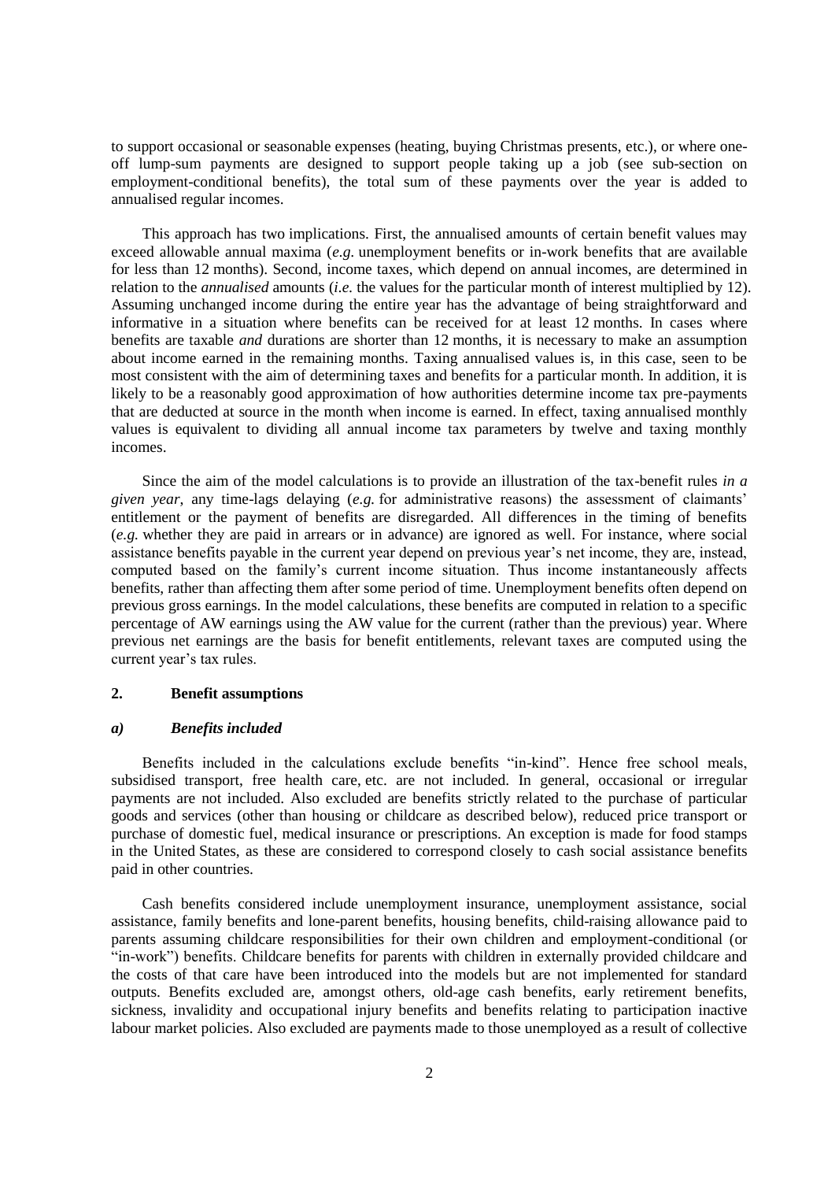to support occasional or seasonable expenses (heating, buying Christmas presents, etc.), or where one-off lump-sum payments are designed to support people taking up a job (see sub-section on employment-conditional benefits), the total sum of these payments over the year is added to annualised regular incomes.

This approach has two implications. First, the annualised amounts of certain benefit values may exceed allowable annual maxima (*e.g.* unemployment benefits or in-work benefits that are available for less than 12 months). Second, income taxes, which depend on annual incomes, are determined in relation to the *annualised* amounts (*i.e.* the values for the particular month of interest multiplied by 12). Assuming unchanged income during the entire year has the advantage of being straightforward and informative in a situation where benefits can be received for at least 12 months. In cases where benefits are taxable *and* durations are shorter than 12 months, it is necessary to make an assumption about income earned in the remaining months. Taxing annualised values is, in this case, seen to be most consistent with the aim of determining taxes and benefits for a particular month. In addition, it is likely to be a reasonably good approximation of how authorities determine income tax pre-payments that are deducted at source in the month when income is earned. In effect, taxing annualised monthly values is equivalent to dividing all annual income tax parameters by twelve and taxing monthly incomes.

Since the aim of the model calculations is to provide an illustration of the tax-benefit rules *in a given year*, any time-lags delaying (*e.g.* for administrative reasons) the assessment of claimants' entitlement or the payment of benefits are disregarded. All differences in the timing of benefits (*e.g.* whether they are paid in arrears or in advance) are ignored as well. For instance, where social assistance benefits payable in the current year depend on previous year's net income, they are, instead, computed based on the family's current income situation. Thus income instantaneously affects benefits, rather than affecting them after some period of time. Unemployment benefits often depend on previous gross earnings. In the model calculations, these benefits are computed in relation to a specific percentage of AW earnings using the AW value for the current (rather than the previous) year. Where previous net earnings are the basis for benefit entitlements, relevant taxes are computed using the current year's tax rules.

## 2. Benefit assumptions

### *a) Benefits included*

Benefits included in the calculations exclude benefits "in-kind". Hence free school meals, subsidised transport, free health care, etc. are not included. In general, occasional or irregular payments are not included. Also excluded are benefits strictly related to the purchase of particular goods and services (other than housing or childcare as described below), reduced price transport or purchase of domestic fuel, medical insurance or prescriptions. An exception is made for food stamps in the United States, as these are considered to correspond closely to cash social assistance benefits paid in other countries.

Cash benefits considered include unemployment insurance, unemployment assistance, social assistance, family benefits and lone-parent benefits, housing benefits, child-raising allowance paid to parents assuming childcare responsibilities for their own children and employment-conditional (or "in-work") benefits. Childcare benefits for parents with children in externally provided childcare and the costs of that care have been introduced into the models but are not implemented for standard outputs. Benefits excluded are, amongst others, old-age cash benefits, early retirement benefits, sickness, invalidity and occupational injury benefits and benefits relating to participation inactive labour market policies. Also excluded are payments made to those unemployed as a result of collective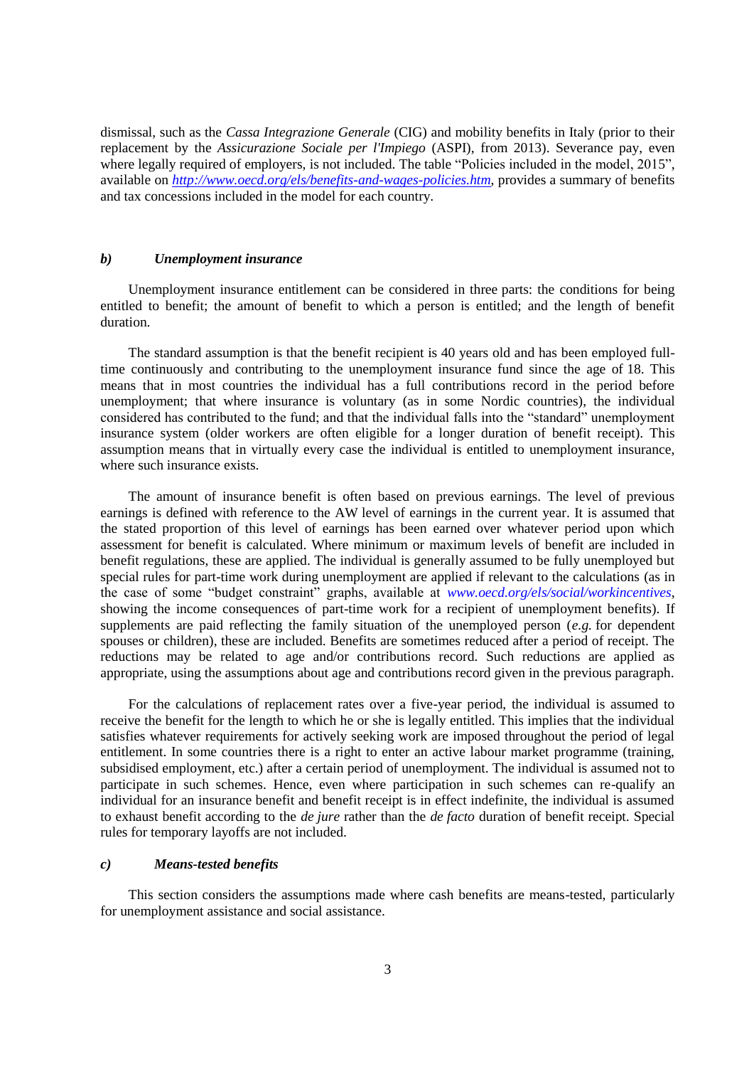dismissal, such as the *Cassa Integrazione Generale* (CIG) and mobility benefits in Italy (prior to their replacement by the *Assicurazione Sociale per l'Impiego* (ASPI), from 2013). Severance pay, even where legally required of employers, is not included. The table "Policies included in the model, 2015", available on *http://www.oecd.org/els/benefits-and-wages-policies.htm*, provides a summary of benefits and tax concessions included in the model for each country.

### *b)* *Unemployment insurance*

Unemployment insurance entitlement can be considered in three parts: the conditions for being entitled to benefit; the amount of benefit to which a person is entitled; and the length of benefit duration.

The standard assumption is that the benefit recipient is 40 years old and has been employed full-time continuously and contributing to the unemployment insurance fund since the age of 18. This means that in most countries the individual has a full contributions record in the period before unemployment; that where insurance is voluntary (as in some Nordic countries), the individual considered has contributed to the fund; and that the individual falls into the "standard" unemployment insurance system (older workers are often eligible for a longer duration of benefit receipt). This assumption means that in virtually every case the individual is entitled to unemployment insurance, where such insurance exists.

The amount of insurance benefit is often based on previous earnings. The level of previous earnings is defined with reference to the AW level of earnings in the current year. It is assumed that the stated proportion of this level of earnings has been earned over whatever period upon which assessment for benefit is calculated. Where minimum or maximum levels of benefit are included in benefit regulations, these are applied. The individual is generally assumed to be fully unemployed but special rules for part-time work during unemployment are applied if relevant to the calculations (as in the case of some "budget constraint" graphs, available at *www.oecd.org/els/social/workincentives*, showing the income consequences of part-time work for a recipient of unemployment benefits). If supplements are paid reflecting the family situation of the unemployed person (*e.g.* for dependent spouses or children), these are included. Benefits are sometimes reduced after a period of receipt. The reductions may be related to age and/or contributions record. Such reductions are applied as appropriate, using the assumptions about age and contributions record given in the previous paragraph.

For the calculations of replacement rates over a five-year period, the individual is assumed to receive the benefit for the length to which he or she is legally entitled. This implies that the individual satisfies whatever requirements for actively seeking work are imposed throughout the period of legal entitlement. In some countries there is a right to enter an active labour market programme (training, subsidised employment, etc.) after a certain period of unemployment. The individual is assumed not to participate in such schemes. Hence, even where participation in such schemes can re-qualify an individual for an insurance benefit and benefit receipt is in effect indefinite, the individual is assumed to exhaust benefit according to the *de jure* rather than the *de facto* duration of benefit receipt. Special rules for temporary layoffs are not included.

### *c)* *Means-tested benefits*

This section considers the assumptions made where cash benefits are means-tested, particularly for unemployment assistance and social assistance.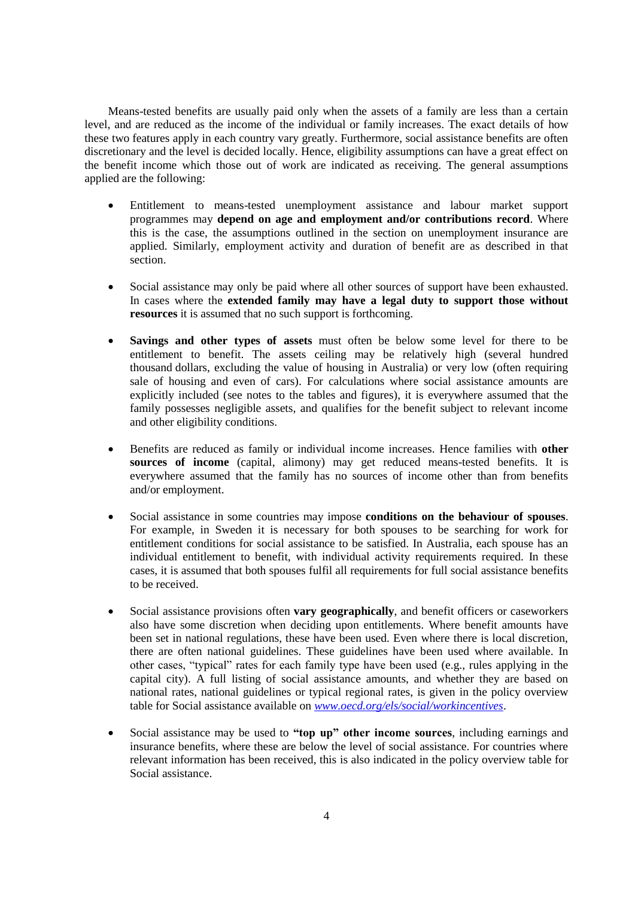Means-tested benefits are usually paid only when the assets of a family are less than a certain level, and are reduced as the income of the individual or family increases. The exact details of how these two features apply in each country vary greatly. Furthermore, social assistance benefits are often discretionary and the level is decided locally. Hence, eligibility assumptions can have a great effect on the benefit income which those out of work are indicated as receiving. The general assumptions applied are the following:

- Entitlement to means-tested unemployment assistance and labour market support programmes may **depend on age and employment and/or contributions record**. Where this is the case, the assumptions outlined in the section on unemployment insurance are applied. Similarly, employment activity and duration of benefit are as described in that section.

- Social assistance may only be paid where all other sources of support have been exhausted. In cases where the **extended family may have a legal duty to support those without resources** it is assumed that no such support is forthcoming.

- **Savings and other types of assets** must often be below some level for there to be entitlement to benefit. The assets ceiling may be relatively high (several hundred thousand dollars, excluding the value of housing in Australia) or very low (often requiring sale of housing and even of cars). For calculations where social assistance amounts are explicitly included (see notes to the tables and figures), it is everywhere assumed that the family possesses negligible assets, and qualifies for the benefit subject to relevant income and other eligibility conditions.

- Benefits are reduced as family or individual income increases. Hence families with **other sources of income** (capital, alimony) may get reduced means-tested benefits. It is everywhere assumed that the family has no sources of income other than from benefits and/or employment.

- Social assistance in some countries may impose **conditions on the behaviour of spouses**. For example, in Sweden it is necessary for both spouses to be searching for work for entitlement conditions for social assistance to be satisfied. In Australia, each spouse has an individual entitlement to benefit, with individual activity requirements required. In these cases, it is assumed that both spouses fulfil all requirements for full social assistance benefits to be received.

- Social assistance provisions often **vary geographically**, and benefit officers or caseworkers also have some discretion when deciding upon entitlements. Where benefit amounts have been set in national regulations, these have been used. Even where there is local discretion, there are often national guidelines. These guidelines have been used where available. In other cases, "typical" rates for each family type have been used (e.g., rules applying in the capital city). A full listing of social assistance amounts, and whether they are based on national rates, national guidelines or typical regional rates, is given in the policy overview table for Social assistance available on *www.oecd.org/els/social/workincentives*.

- Social assistance may be used to **"top up" other income sources**, including earnings and insurance benefits, where these are below the level of social assistance. For countries where relevant information has been received, this is also indicated in the policy overview table for Social assistance.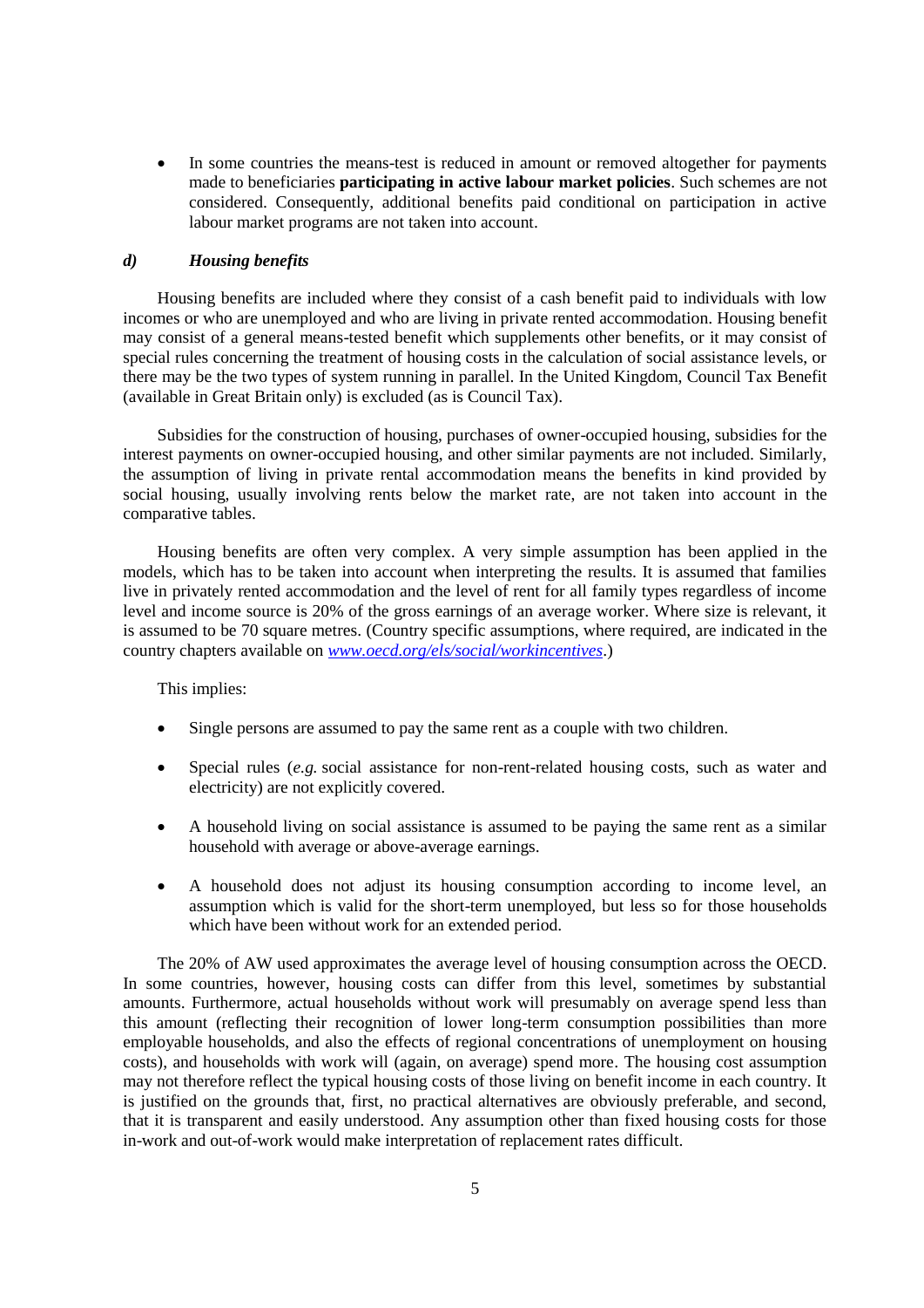- In some countries the means-test is reduced in amount or removed altogether for payments made to beneficiaries **participating in active labour market policies**. Such schemes are not considered. Consequently, additional benefits paid conditional on participation in active labour market programs are not taken into account.

### *d) Housing benefits*

Housing benefits are included where they consist of a cash benefit paid to individuals with low incomes or who are unemployed and who are living in private rented accommodation. Housing benefit may consist of a general means-tested benefit which supplements other benefits, or it may consist of special rules concerning the treatment of housing costs in the calculation of social assistance levels, or there may be the two types of system running in parallel. In the United Kingdom, Council Tax Benefit (available in Great Britain only) is excluded (as is Council Tax).

Subsidies for the construction of housing, purchases of owner-occupied housing, subsidies for the interest payments on owner-occupied housing, and other similar payments are not included. Similarly, the assumption of living in private rental accommodation means the benefits in kind provided by social housing, usually involving rents below the market rate, are not taken into account in the comparative tables.

Housing benefits are often very complex. A very simple assumption has been applied in the models, which has to be taken into account when interpreting the results. It is assumed that families live in privately rented accommodation and the level of rent for all family types regardless of income level and income source is 20% of the gross earnings of an average worker. Where size is relevant, it is assumed to be 70 square metres. (Country specific assumptions, where required, are indicated in the country chapters available on *www.oecd.org/els/social/workincentives*.)

This implies:

- Single persons are assumed to pay the same rent as a couple with two children.
- Special rules (*e.g.* social assistance for non-rent-related housing costs, such as water and electricity) are not explicitly covered.
- A household living on social assistance is assumed to be paying the same rent as a similar household with average or above-average earnings.
- A household does not adjust its housing consumption according to income level, an assumption which is valid for the short-term unemployed, but less so for those households which have been without work for an extended period.

The 20% of AW used approximates the average level of housing consumption across the OECD. In some countries, however, housing costs can differ from this level, sometimes by substantial amounts. Furthermore, actual households without work will presumably on average spend less than this amount (reflecting their recognition of lower long-term consumption possibilities than more employable households, and also the effects of regional concentrations of unemployment on housing costs), and households with work will (again, on average) spend more. The housing cost assumption may not therefore reflect the typical housing costs of those living on benefit income in each country. It is justified on the grounds that, first, no practical alternatives are obviously preferable, and second, that it is transparent and easily understood. Any assumption other than fixed housing costs for those in-work and out-of-work would make interpretation of replacement rates difficult.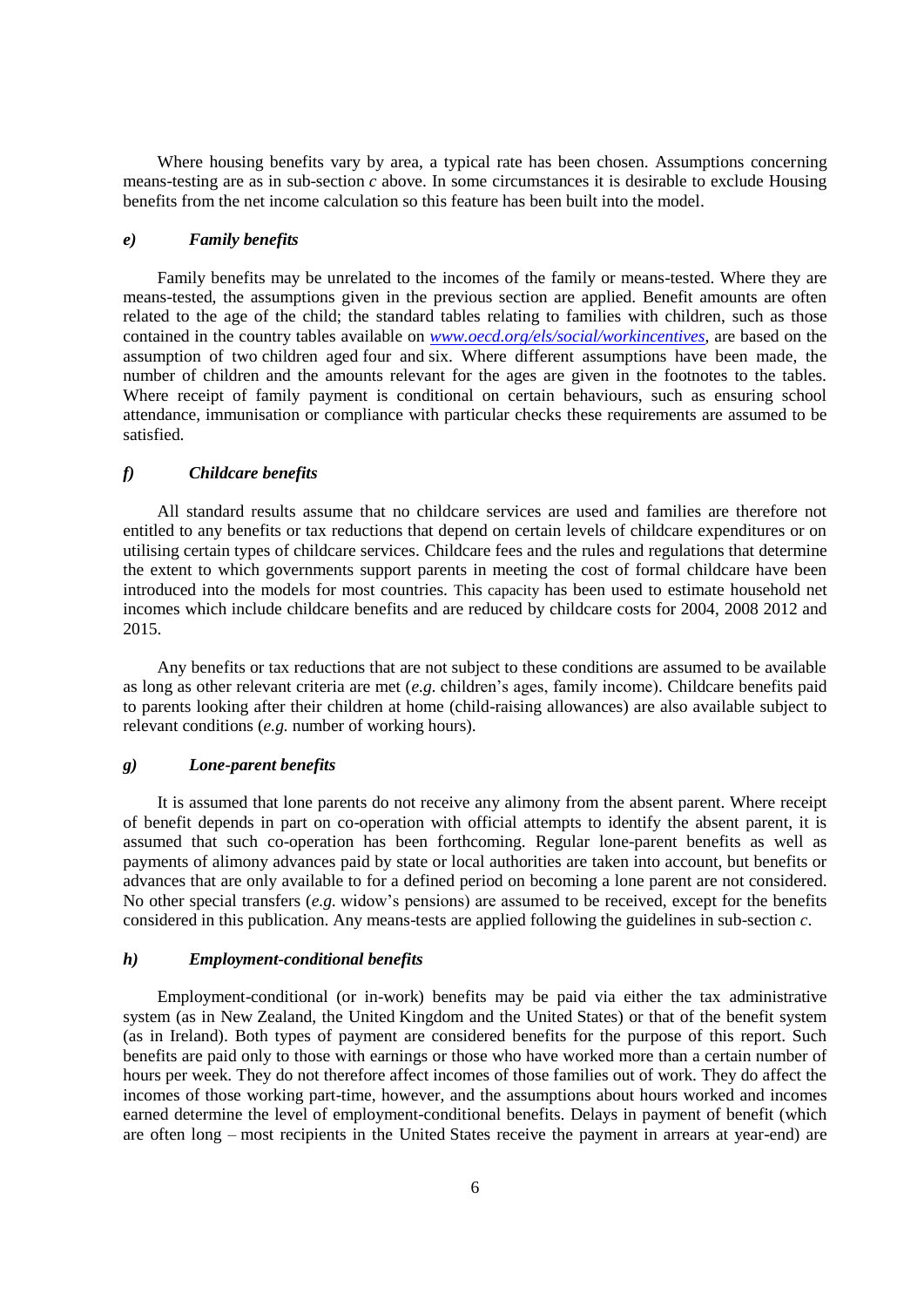Where housing benefits vary by area, a typical rate has been chosen. Assumptions concerning means-testing are as in sub-section *c* above. In some circumstances it is desirable to exclude Housing benefits from the net income calculation so this feature has been built into the model.

### *e) Family benefits*

Family benefits may be unrelated to the incomes of the family or means-tested. Where they are means-tested, the assumptions given in the previous section are applied. Benefit amounts are often related to the age of the child; the standard tables relating to families with children, such as those contained in the country tables available on [*www.oecd.org/els/social/workincentives*](http://www.oecd.org/els/social/workincentives), are based on the assumption of two children aged four and six. Where different assumptions have been made, the number of children and the amounts relevant for the ages are given in the footnotes to the tables. Where receipt of family payment is conditional on certain behaviours, such as ensuring school attendance, immunisation or compliance with particular checks these requirements are assumed to be satisfied.

### *f) Childcare benefits*

All standard results assume that no childcare services are used and families are therefore not entitled to any benefits or tax reductions that depend on certain levels of childcare expenditures or on utilising certain types of childcare services. Childcare fees and the rules and regulations that determine the extent to which governments support parents in meeting the cost of formal childcare have been introduced into the models for most countries. This capacity has been used to estimate household net incomes which include childcare benefits and are reduced by childcare costs for 2004, 2008 2012 and 2015.

Any benefits or tax reductions that are not subject to these conditions are assumed to be available as long as other relevant criteria are met (*e.g.* children's ages, family income). Childcare benefits paid to parents looking after their children at home (child-raising allowances) are also available subject to relevant conditions (*e.g.* number of working hours).

### *g) Lone-parent benefits*

It is assumed that lone parents do not receive any alimony from the absent parent. Where receipt of benefit depends in part on co-operation with official attempts to identify the absent parent, it is assumed that such co-operation has been forthcoming. Regular lone-parent benefits as well as payments of alimony advances paid by state or local authorities are taken into account, but benefits or advances that are only available to for a defined period on becoming a lone parent are not considered. No other special transfers (*e.g.* widow's pensions) are assumed to be received, except for the benefits considered in this publication. Any means-tests are applied following the guidelines in sub-section *c*.

### *h) Employment-conditional benefits*

Employment-conditional (or in-work) benefits may be paid via either the tax administrative system (as in New Zealand, the United Kingdom and the United States) or that of the benefit system (as in Ireland). Both types of payment are considered benefits for the purpose of this report. Such benefits are paid only to those with earnings or those who have worked more than a certain number of hours per week. They do not therefore affect incomes of those families out of work. They do affect the incomes of those working part-time, however, and the assumptions about hours worked and incomes earned determine the level of employment-conditional benefits. Delays in payment of benefit (which are often long – most recipients in the United States receive the payment in arrears at year-end) are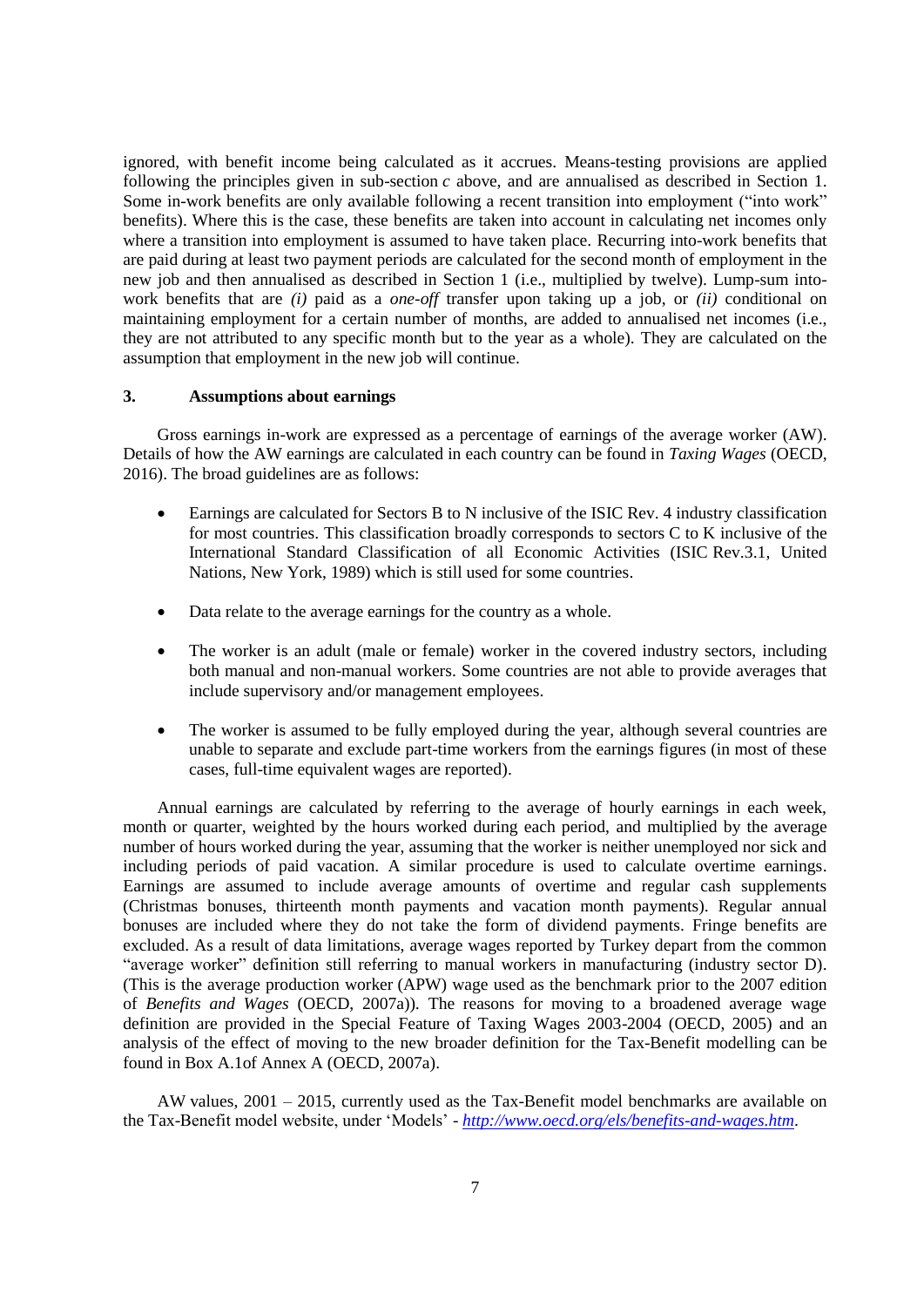ignored, with benefit income being calculated as it accrues. Means-testing provisions are applied following the principles given in sub-section *c* above, and are annualised as described in Section 1. Some in-work benefits are only available following a recent transition into employment ("into work" benefits). Where this is the case, these benefits are taken into account in calculating net incomes only where a transition into employment is assumed to have taken place. Recurring into-work benefits that are paid during at least two payment periods are calculated for the second month of employment in the new job and then annualised as described in Section 1 (i.e., multiplied by twelve). Lump-sum into-work benefits that are *(i)* paid as a *one-off* transfer upon taking up a job, or *(ii)* conditional on maintaining employment for a certain number of months, are added to annualised net incomes (i.e., they are not attributed to any specific month but to the year as a whole). They are calculated on the assumption that employment in the new job will continue.

## 3. Assumptions about earnings

Gross earnings in-work are expressed as a percentage of earnings of the average worker (AW). Details of how the AW earnings are calculated in each country can be found in *Taxing Wages* (OECD, 2016). The broad guidelines are as follows:

- Earnings are calculated for Sectors B to N inclusive of the ISIC Rev. 4 industry classification for most countries. This classification broadly corresponds to sectors C to K inclusive of the International Standard Classification of all Economic Activities (ISIC Rev.3.1, United Nations, New York, 1989) which is still used for some countries.
- Data relate to the average earnings for the country as a whole.
- The worker is an adult (male or female) worker in the covered industry sectors, including both manual and non-manual workers. Some countries are not able to provide averages that include supervisory and/or management employees.
- The worker is assumed to be fully employed during the year, although several countries are unable to separate and exclude part-time workers from the earnings figures (in most of these cases, full-time equivalent wages are reported).

Annual earnings are calculated by referring to the average of hourly earnings in each week, month or quarter, weighted by the hours worked during each period, and multiplied by the average number of hours worked during the year, assuming that the worker is neither unemployed nor sick and including periods of paid vacation. A similar procedure is used to calculate overtime earnings. Earnings are assumed to include average amounts of overtime and regular cash supplements (Christmas bonuses, thirteenth month payments and vacation month payments). Regular annual bonuses are included where they do not take the form of dividend payments. Fringe benefits are excluded. As a result of data limitations, average wages reported by Turkey depart from the common "average worker" definition still referring to manual workers in manufacturing (industry sector D). (This is the average production worker (APW) wage used as the benchmark prior to the 2007 edition of *Benefits and Wages* (OECD, 2007a)). The reasons for moving to a broadened average wage definition are provided in the Special Feature of Taxing Wages 2003-2004 (OECD, 2005) and an analysis of the effect of moving to the new broader definition for the Tax-Benefit modelling can be found in Box A.1of Annex A (OECD, 2007a).

AW values, 2001 – 2015, currently used as the Tax-Benefit model benchmarks are available on the Tax-Benefit model website, under 'Models' - *http://www.oecd.org/els/benefits-and-wages.htm*.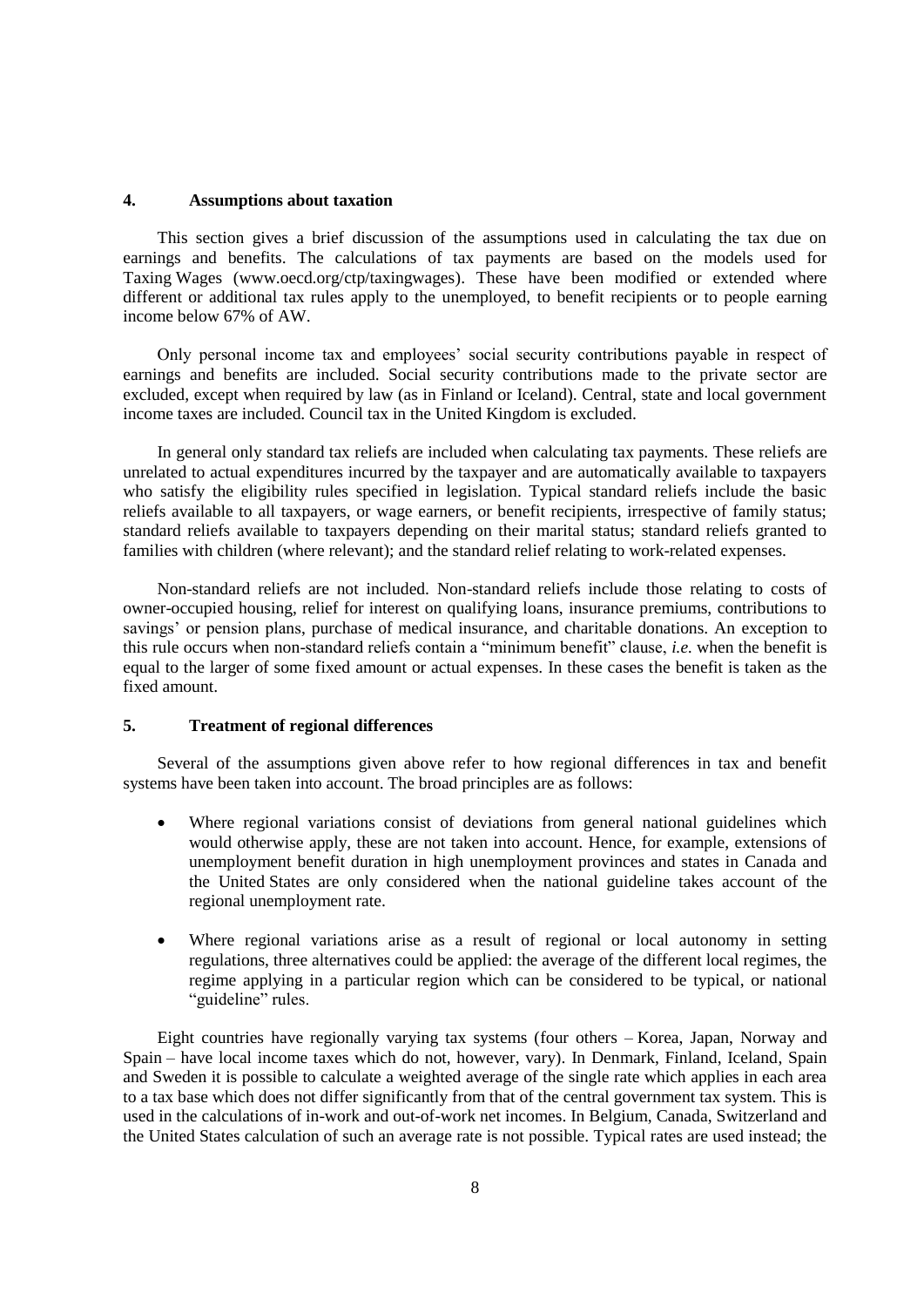## 4. Assumptions about taxation

This section gives a brief discussion of the assumptions used in calculating the tax due on earnings and benefits. The calculations of tax payments are based on the models used for Taxing Wages (www.oecd.org/ctp/taxingwages). These have been modified or extended where different or additional tax rules apply to the unemployed, to benefit recipients or to people earning income below 67% of AW.

Only personal income tax and employees' social security contributions payable in respect of earnings and benefits are included. Social security contributions made to the private sector are excluded, except when required by law (as in Finland or Iceland). Central, state and local government income taxes are included. Council tax in the United Kingdom is excluded.

In general only standard tax reliefs are included when calculating tax payments. These reliefs are unrelated to actual expenditures incurred by the taxpayer and are automatically available to taxpayers who satisfy the eligibility rules specified in legislation. Typical standard reliefs include the basic reliefs available to all taxpayers, or wage earners, or benefit recipients, irrespective of family status; standard reliefs available to taxpayers depending on their marital status; standard reliefs granted to families with children (where relevant); and the standard relief relating to work-related expenses.

Non-standard reliefs are not included. Non-standard reliefs include those relating to costs of owner-occupied housing, relief for interest on qualifying loans, insurance premiums, contributions to savings' or pension plans, purchase of medical insurance, and charitable donations. An exception to this rule occurs when non-standard reliefs contain a "minimum benefit" clause, *i.e.* when the benefit is equal to the larger of some fixed amount or actual expenses. In these cases the benefit is taken as the fixed amount.

## 5. Treatment of regional differences

Several of the assumptions given above refer to how regional differences in tax and benefit systems have been taken into account. The broad principles are as follows:

- Where regional variations consist of deviations from general national guidelines which would otherwise apply, these are not taken into account. Hence, for example, extensions of unemployment benefit duration in high unemployment provinces and states in Canada and the United States are only considered when the national guideline takes account of the regional unemployment rate.
- Where regional variations arise as a result of regional or local autonomy in setting regulations, three alternatives could be applied: the average of the different local regimes, the regime applying in a particular region which can be considered to be typical, or national "guideline" rules.

Eight countries have regionally varying tax systems (four others – Korea, Japan, Norway and Spain – have local income taxes which do not, however, vary). In Denmark, Finland, Iceland, Spain and Sweden it is possible to calculate a weighted average of the single rate which applies in each area to a tax base which does not differ significantly from that of the central government tax system. This is used in the calculations of in-work and out-of-work net incomes. In Belgium, Canada, Switzerland and the United States calculation of such an average rate is not possible. Typical rates are used instead; the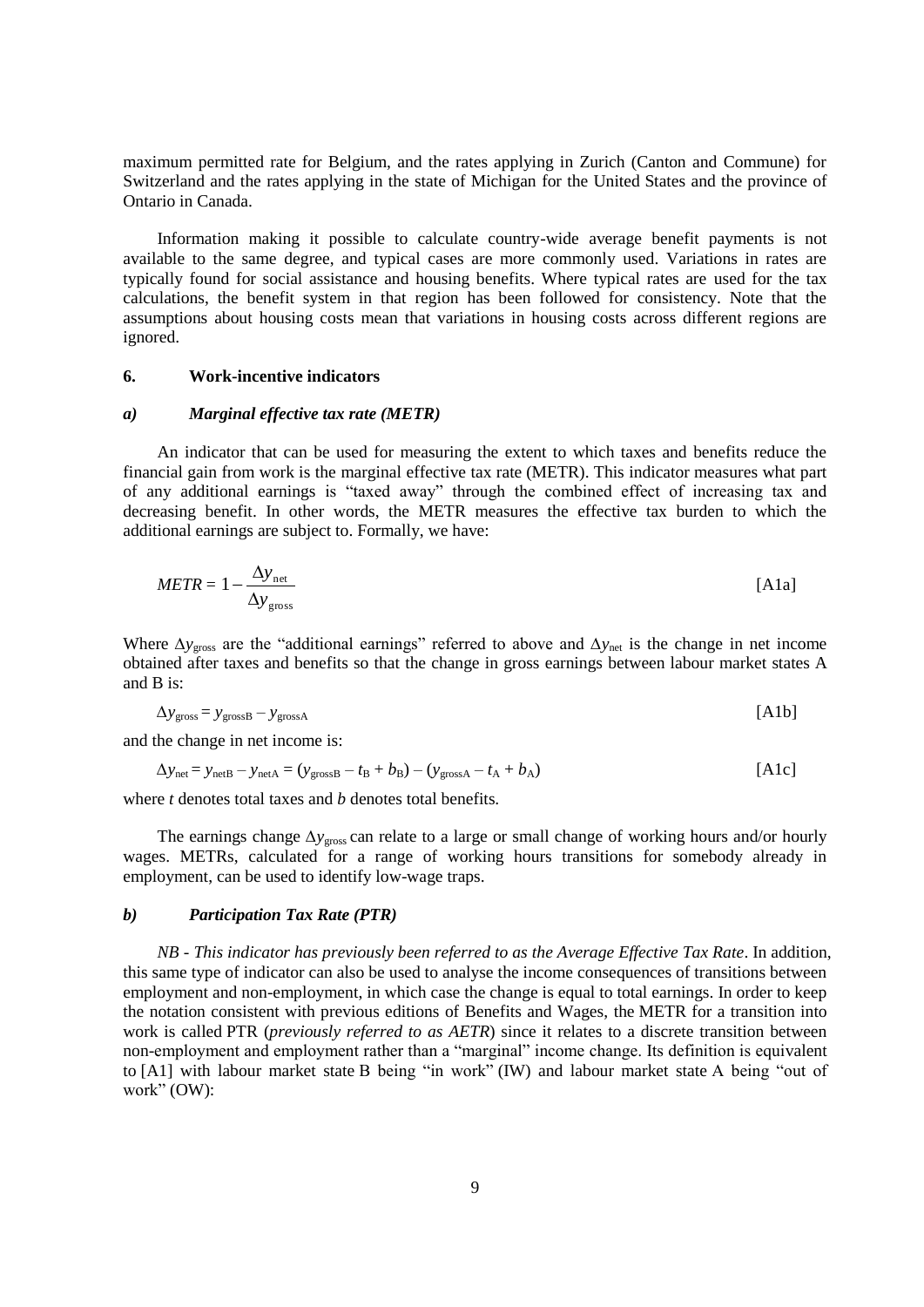maximum permitted rate for Belgium, and the rates applying in Zurich (Canton and Commune) for Switzerland and the rates applying in the state of Michigan for the United States and the province of Ontario in Canada.

Information making it possible to calculate country-wide average benefit payments is not available to the same degree, and typical cases are more commonly used. Variations in rates are typically found for social assistance and housing benefits. Where typical rates are used for the tax calculations, the benefit system in that region has been followed for consistency. Note that the assumptions about housing costs mean that variations in housing costs across different regions are ignored.

## 6. Work-incentive indicators

### *a) Marginal effective tax rate (METR)*

An indicator that can be used for measuring the extent to which taxes and benefits reduce the financial gain from work is the marginal effective tax rate (METR). This indicator measures what part of any additional earnings is "taxed away" through the combined effect of increasing tax and decreasing benefit. In other words, the METR measures the effective tax burden to which the additional earnings are subject to. Formally, we have:

$$METR = 1 - \frac{\Delta y_{\text{net}}}{\Delta y_{\text{gross}}} \qquad \text{[A1a]}$$

Where $\Delta y_{\text{gross}}$ are the "additional earnings" referred to above and $\Delta y_{\text{net}}$ is the change in net income obtained after taxes and benefits so that the change in gross earnings between labour market states A and B is:

$$\Delta y_{\text{gross}} = y_{\text{grossB}} - y_{\text{grossA}} \qquad \text{[A1b]}$$

and the change in net income is:

$$\Delta y_{\text{net}} = y_{\text{netB}} - y_{\text{netA}} = (y_{\text{grossB}} - t_{\text{B}} + b_{\text{B}}) - (y_{\text{grossA}} - t_{\text{A}} + b_{\text{A}}) \qquad \text{[A1c]}$$

where $t$ denotes total taxes and $b$ denotes total benefits.

The earnings change $\Delta y_{\text{gross}}$ can relate to a large or small change of working hours and/or hourly wages. METRs, calculated for a range of working hours transitions for somebody already in employment, can be used to identify low-wage traps.

### *b) Participation Tax Rate (PTR)*

*NB - This indicator has previously been referred to as the Average Effective Tax Rate*. In addition, this same type of indicator can also be used to analyse the income consequences of transitions between employment and non-employment, in which case the change is equal to total earnings. In order to keep the notation consistent with previous editions of Benefits and Wages, the METR for a transition into work is called PTR (*previously referred to as AETR*) since it relates to a discrete transition between non-employment and employment rather than a "marginal" income change. Its definition is equivalent to [A1] with labour market state B being "in work" (IW) and labour market state A being "out of work" (OW):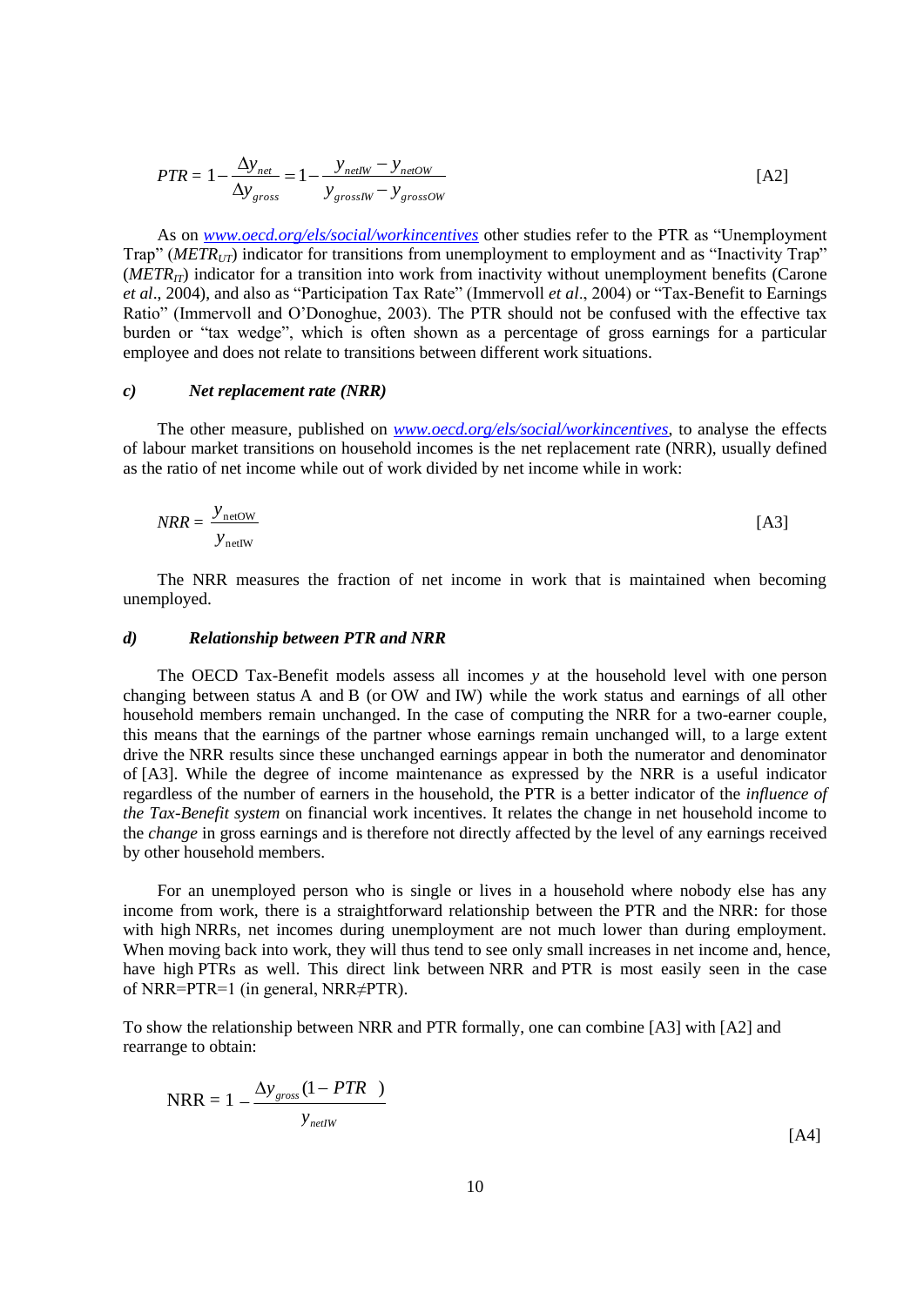$$PTR = 1 - \frac{\Delta y_{net}}{\Delta y_{gross}} = 1 - \frac{y_{netIW} - y_{netOW}}{y_{grossIW} - y_{grossOW}} \quad \text{[A2]}$$

As on *www.oecd.org/els/social/workincentives* other studies refer to the PTR as "Unemployment Trap" ($METR_{UT}$) indicator for transitions from unemployment to employment and as "Inactivity Trap" ($METR_{IT}$) indicator for a transition into work from inactivity without unemployment benefits (Carone *et al*., 2004), and also as "Participation Tax Rate" (Immervoll *et al*., 2004) or "Tax-Benefit to Earnings Ratio" (Immervoll and O'Donoghue, 2003). The PTR should not be confused with the effective tax burden or "tax wedge", which is often shown as a percentage of gross earnings for a particular employee and does not relate to transitions between different work situations.

#### *c) Net replacement rate (NRR)*

The other measure, published on *www.oecd.org/els/social/workincentives*, to analyse the effects of labour market transitions on household incomes is the net replacement rate (NRR), usually defined as the ratio of net income while out of work divided by net income while in work:

$$NRR = \frac{y_{\text{netOW}}}{y_{\text{netIW}}} \quad \text{[A3]}$$

The NRR measures the fraction of net income in work that is maintained when becoming unemployed.

#### *d) Relationship between PTR and NRR*

The OECD Tax-Benefit models assess all incomes $y$ at the household level with one person changing between status A and B (or OW and IW) while the work status and earnings of all other household members remain unchanged. In the case of computing the NRR for a two-earner couple, this means that the earnings of the partner whose earnings remain unchanged will, to a large extent drive the NRR results since these unchanged earnings appear in both the numerator and denominator of [A3]. While the degree of income maintenance as expressed by the NRR is a useful indicator regardless of the number of earners in the household, the PTR is a better indicator of the *influence of the Tax-Benefit system* on financial work incentives. It relates the change in net household income to the *change* in gross earnings and is therefore not directly affected by the level of any earnings received by other household members.

For an unemployed person who is single or lives in a household where nobody else has any income from work, there is a straightforward relationship between the PTR and the NRR: for those with high NRRs, net incomes during unemployment are not much lower than during employment. When moving back into work, they will thus tend to see only small increases in net income and, hence, have high PTRs as well. This direct link between NRR and PTR is most easily seen in the case of NRR=PTR=1 (in general, NRR≠PTR).

To show the relationship between NRR and PTR formally, one can combine [A3] with [A2] and rearrange to obtain:

$$\text{NRR} = 1 - \frac{\Delta y_{gross}(1 - PTR)}{y_{netIW}} \quad \text{[A4]}$$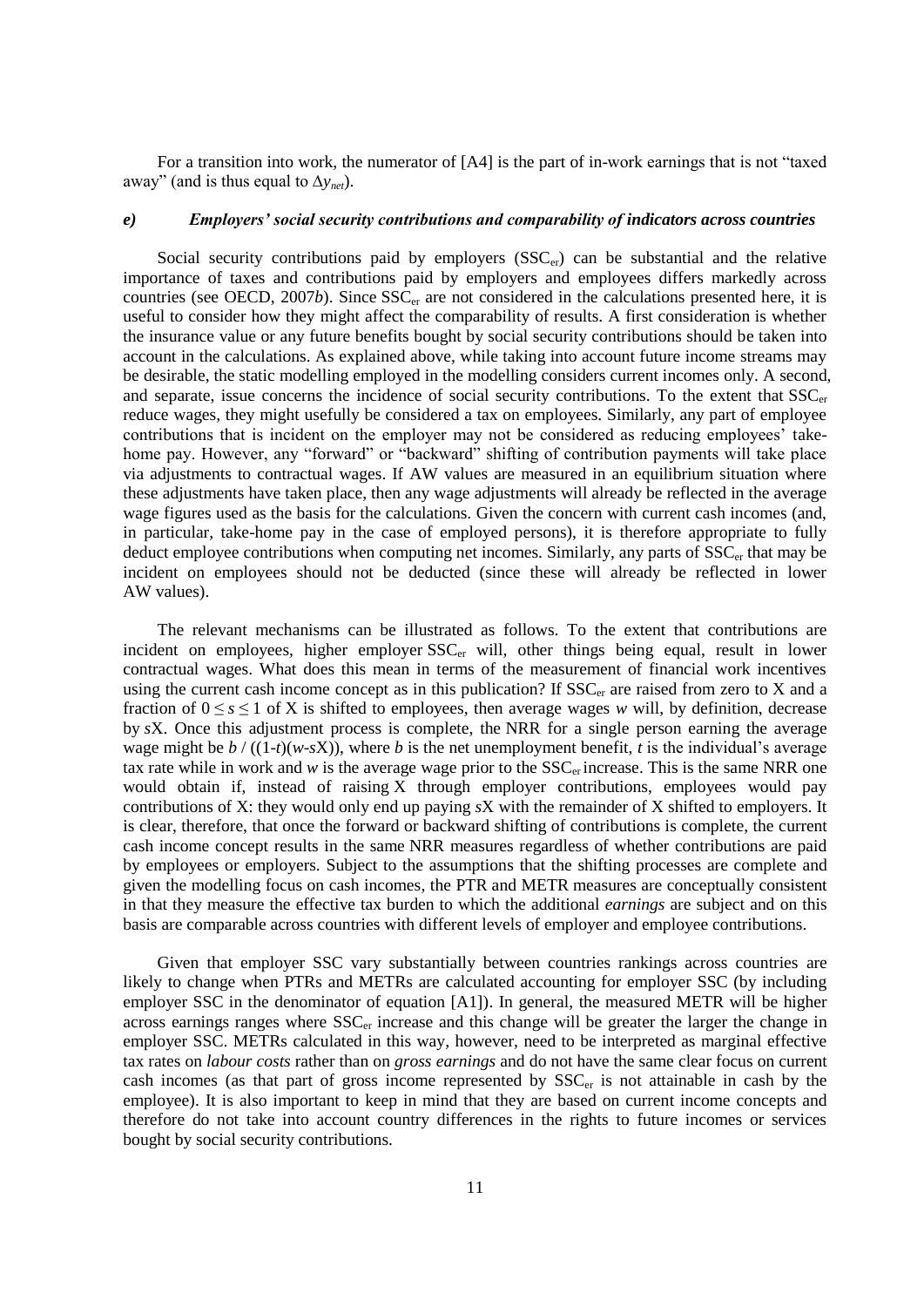For a transition into work, the numerator of [A4] is the part of in-work earnings that is not "taxed away" (and is thus equal to $\Delta y_{net}$).

### *e) Employers' social security contributions and comparability of indicators across countries*

Social security contributions paid by employers ($SSC_{er}$) can be substantial and the relative importance of taxes and contributions paid by employers and employees differs markedly across countries (see OECD, 2007*b*). Since $SSC_{er}$ are not considered in the calculations presented here, it is useful to consider how they might affect the comparability of results. A first consideration is whether the insurance value or any future benefits bought by social security contributions should be taken into account in the calculations. As explained above, while taking into account future income streams may be desirable, the static modelling employed in the modelling considers current incomes only. A second, and separate, issue concerns the incidence of social security contributions. To the extent that $SSC_{er}$ reduce wages, they might usefully be considered a tax on employees. Similarly, any part of employee contributions that is incident on the employer may not be considered as reducing employees' take-home pay. However, any "forward" or "backward" shifting of contribution payments will take place via adjustments to contractual wages. If AW values are measured in an equilibrium situation where these adjustments have taken place, then any wage adjustments will already be reflected in the average wage figures used as the basis for the calculations. Given the concern with current cash incomes (and, in particular, take-home pay in the case of employed persons), it is therefore appropriate to fully deduct employee contributions when computing net incomes. Similarly, any parts of $SSC_{er}$ that may be incident on employees should not be deducted (since these will already be reflected in lower AW values).

The relevant mechanisms can be illustrated as follows. To the extent that contributions are incident on employees, higher employer $SSC_{er}$ will, other things being equal, result in lower contractual wages. What does this mean in terms of the measurement of financial work incentives using the current cash income concept as in this publication? If $SSC_{er}$ are raised from zero to X and a fraction of $0 \leq s \leq 1$ of X is shifted to employees, then average wages $w$ will, by definition, decrease by $s$X. Once this adjustment process is complete, the NRR for a single person earning the average wage might be $b / ((1\text{-}t)(w\text{-}s\text{X}))$, where $b$ is the net unemployment benefit, $t$ is the individual's average tax rate while in work and $w$ is the average wage prior to the $SSC_{er}$ increase. This is the same NRR one would obtain if, instead of raising X through employer contributions, employees would pay contributions of X: they would only end up paying $s$X with the remainder of X shifted to employers. It is clear, therefore, that once the forward or backward shifting of contributions is complete, the current cash income concept results in the same NRR measures regardless of whether contributions are paid by employees or employers. Subject to the assumptions that the shifting processes are complete and given the modelling focus on cash incomes, the PTR and METR measures are conceptually consistent in that they measure the effective tax burden to which the additional *earnings* are subject and on this basis are comparable across countries with different levels of employer and employee contributions.

Given that employer SSC vary substantially between countries rankings across countries are likely to change when PTRs and METRs are calculated accounting for employer SSC (by including employer SSC in the denominator of equation [A1]). In general, the measured METR will be higher across earnings ranges where $SSC_{er}$ increase and this change will be greater the larger the change in employer SSC. METRs calculated in this way, however, need to be interpreted as marginal effective tax rates on *labour costs* rather than on *gross earnings* and do not have the same clear focus on current cash incomes (as that part of gross income represented by $SSC_{er}$ is not attainable in cash by the employee). It is also important to keep in mind that they are based on current income concepts and therefore do not take into account country differences in the rights to future incomes or services bought by social security contributions.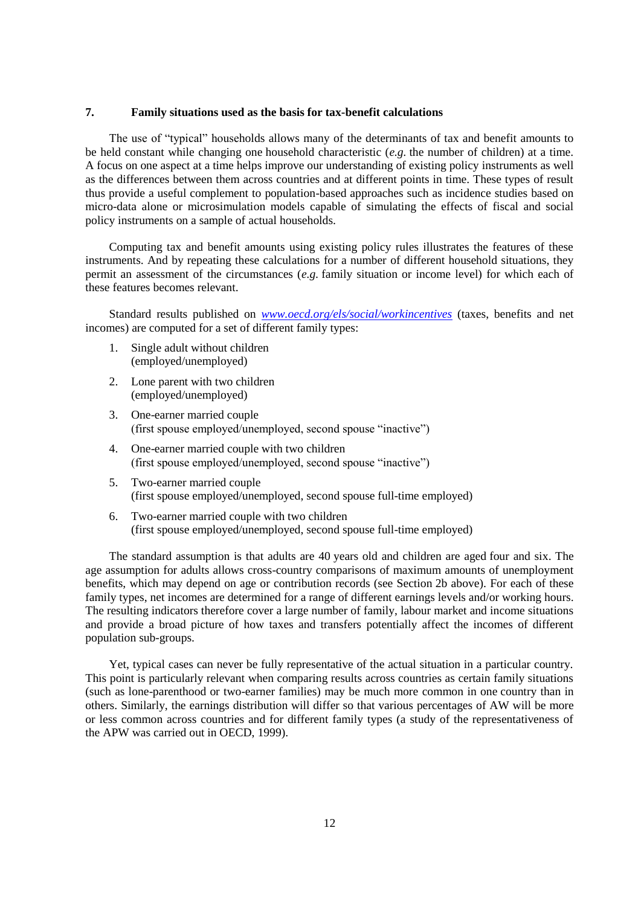## 7. Family situations used as the basis for tax-benefit calculations

The use of "typical" households allows many of the determinants of tax and benefit amounts to be held constant while changing one household characteristic (*e.g.* the number of children) at a time. A focus on one aspect at a time helps improve our understanding of existing policy instruments as well as the differences between them across countries and at different points in time. These types of result thus provide a useful complement to population-based approaches such as incidence studies based on micro-data alone or microsimulation models capable of simulating the effects of fiscal and social policy instruments on a sample of actual households.

Computing tax and benefit amounts using existing policy rules illustrates the features of these instruments. And by repeating these calculations for a number of different household situations, they permit an assessment of the circumstances (*e.g.* family situation or income level) for which each of these features becomes relevant.

Standard results published on *www.oecd.org/els/social/workincentives* (taxes, benefits and net incomes) are computed for a set of different family types:

1. Single adult without children
   (employed/unemployed)
2. Lone parent with two children
   (employed/unemployed)
3. One-earner married couple
   (first spouse employed/unemployed, second spouse "inactive")
4. One-earner married couple with two children
   (first spouse employed/unemployed, second spouse "inactive")
5. Two-earner married couple
   (first spouse employed/unemployed, second spouse full-time employed)
6. Two-earner married couple with two children
   (first spouse employed/unemployed, second spouse full-time employed)

The standard assumption is that adults are 40 years old and children are aged four and six. The age assumption for adults allows cross-country comparisons of maximum amounts of unemployment benefits, which may depend on age or contribution records (see Section 2b above). For each of these family types, net incomes are determined for a range of different earnings levels and/or working hours. The resulting indicators therefore cover a large number of family, labour market and income situations and provide a broad picture of how taxes and transfers potentially affect the incomes of different population sub-groups.

Yet, typical cases can never be fully representative of the actual situation in a particular country. This point is particularly relevant when comparing results across countries as certain family situations (such as lone-parenthood or two-earner families) may be much more common in one country than in others. Similarly, the earnings distribution will differ so that various percentages of AW will be more or less common across countries and for different family types (a study of the representativeness of the APW was carried out in OECD, 1999).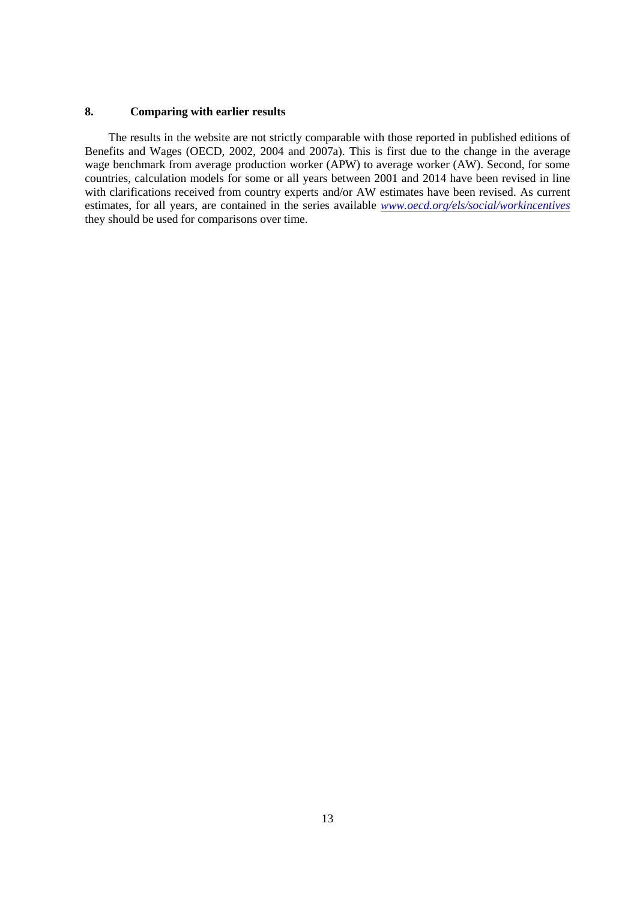## 8. Comparing with earlier results

The results in the website are not strictly comparable with those reported in published editions of Benefits and Wages (OECD, 2002, 2004 and 2007a). This is first due to the change in the average wage benchmark from average production worker (APW) to average worker (AW). Second, for some countries, calculation models for some or all years between 2001 and 2014 have been revised in line with clarifications received from country experts and/or AW estimates have been revised. As current estimates, for all years, are contained in the series available *www.oecd.org/els/social/workincentives* they should be used for comparisons over time.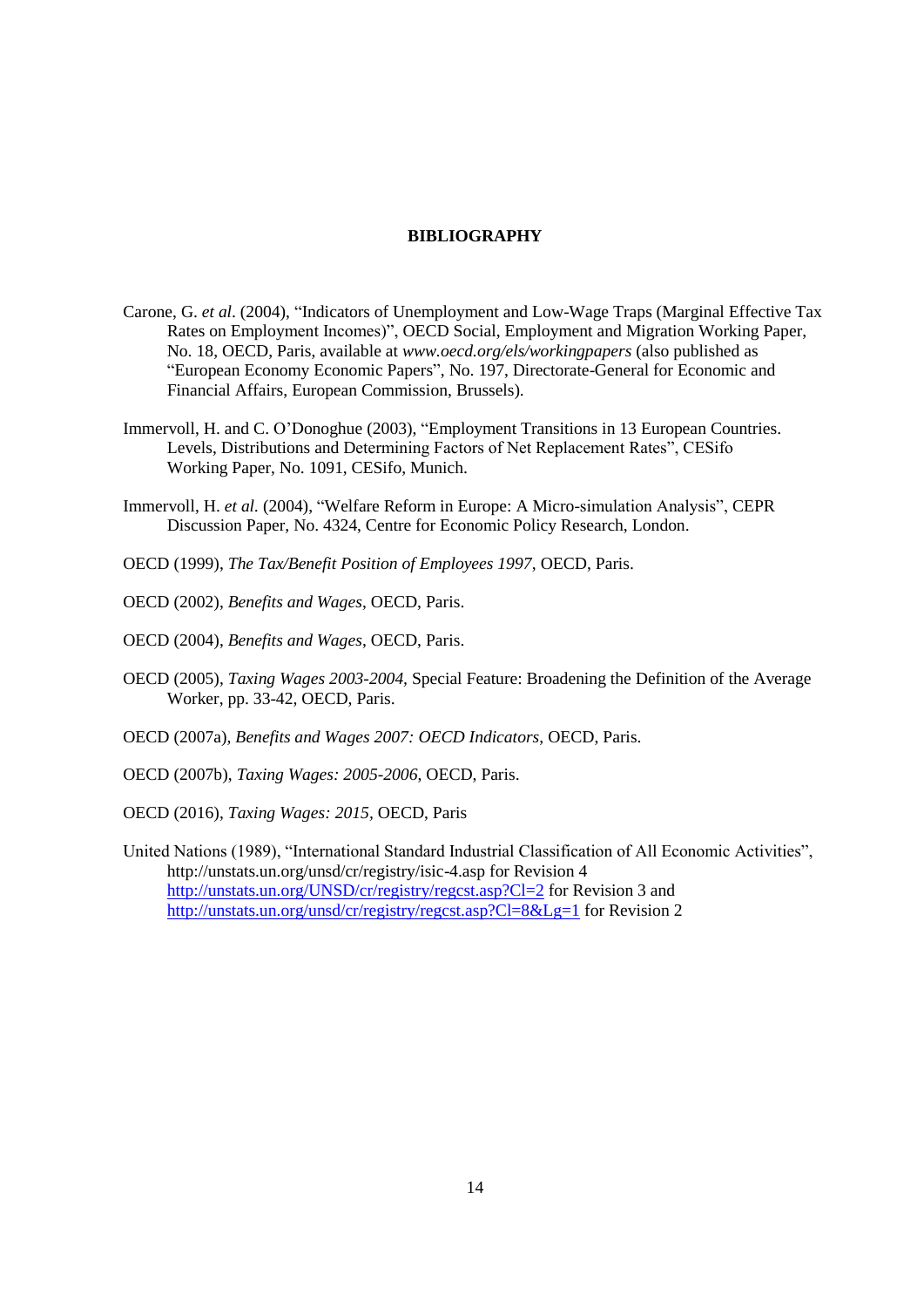# BIBLIOGRAPHY

Carone, G. *et al*. (2004), "Indicators of Unemployment and Low-Wage Traps (Marginal Effective Tax Rates on Employment Incomes)", OECD Social, Employment and Migration Working Paper, No. 18, OECD, Paris, available at *www.oecd.org/els/workingpapers* (also published as "European Economy Economic Papers", No. 197, Directorate-General for Economic and Financial Affairs, European Commission, Brussels).

Immervoll, H. and C. O'Donoghue (2003), "Employment Transitions in 13 European Countries. Levels, Distributions and Determining Factors of Net Replacement Rates", CESifo Working Paper, No. 1091, CESifo, Munich.

Immervoll, H. *et al.* (2004), "Welfare Reform in Europe: A Micro-simulation Analysis", CEPR Discussion Paper, No. 4324, Centre for Economic Policy Research, London.

OECD (1999), *The Tax/Benefit Position of Employees 1997*, OECD, Paris.

OECD (2002), *Benefits and Wages*, OECD, Paris.

OECD (2004), *Benefits and Wages*, OECD, Paris.

OECD (2005), *Taxing Wages 2003-2004,* Special Feature: Broadening the Definition of the Average Worker, pp. 33-42, OECD, Paris.

OECD (2007a), *Benefits and Wages 2007: OECD Indicators*, OECD, Paris.

OECD (2007b), *Taxing Wages: 2005-2006*, OECD, Paris.

OECD (2016), *Taxing Wages: 2015*, OECD, Paris

United Nations (1989), "International Standard Industrial Classification of All Economic Activities", http://unstats.un.org/unsd/cr/registry/isic-4.asp for Revision 4 http://unstats.un.org/UNSD/cr/registry/regcst.asp?Cl=2 for Revision 3 and http://unstats.un.org/unsd/cr/registry/regcst.asp?Cl=8&Lg=1 for Revision 2